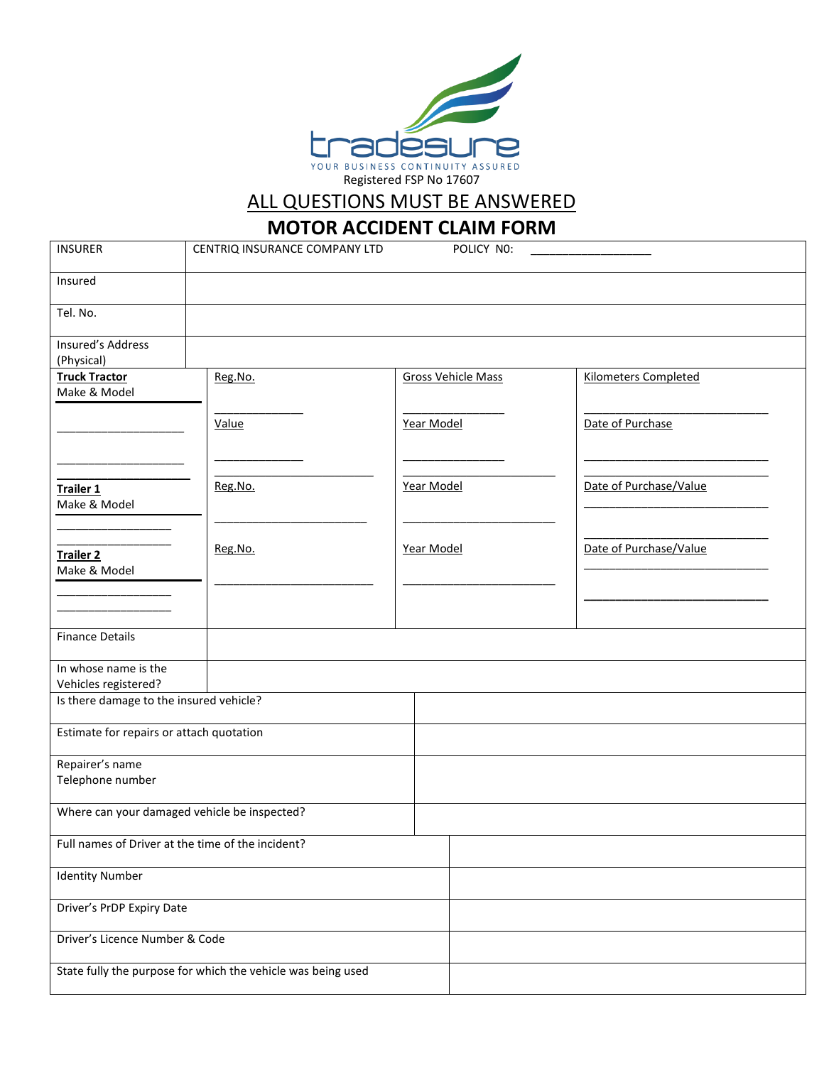tradesure

YOUR BUSINESS CONTINUITY ASSURED

Registered FSP No 17607

ALL QUESTIONS MUST BE ANSWERED

# MOTOR ACCIDENT CLAIM FORM

| INSURER | CENTRIQ INSURANCE COMPANY LTD | POLICY N0: ___________________ |
|---|---|---|
| Insured | | |
| Tel. No. | | |
| Insured's Address (Physical) | | |

| | | | |
|---|---|---|---|
| **Truck Tractor** Make & Model ___________________ ___________________ | Reg.No. ______________ Value ______________ | Gross Vehicle Mass ________________ Year Model ________________ | Kilometers Completed ______________________________ Date of Purchase ______________________________ |
| **Trailer 1** Make & Model __________________ __________________ | Reg.No. ________________________ | Year Model ________________________ | Date of Purchase/Value ______________________________ ______________________________ |
| **Trailer 2** Make & Model __________________ __________________ | Reg.No. ________________________ | Year Model ________________________ | Date of Purchase/Value ______________________________ ______________________________ |

| | |
|---|---|
| Finance Details | |
| In whose name is the Vehicles registered? | |
| Is there damage to the insured vehicle? | |
| Estimate for repairs or attach quotation | |
| Repairer's name<br>Telephone number | |
| Where can your damaged vehicle be inspected? | |
| Full names of Driver at the time of the incident? | |
| Identity Number | |
| Driver's PrDP Expiry Date | |
| Driver's Licence Number & Code | |
| State fully the purpose for which the vehicle was being used | |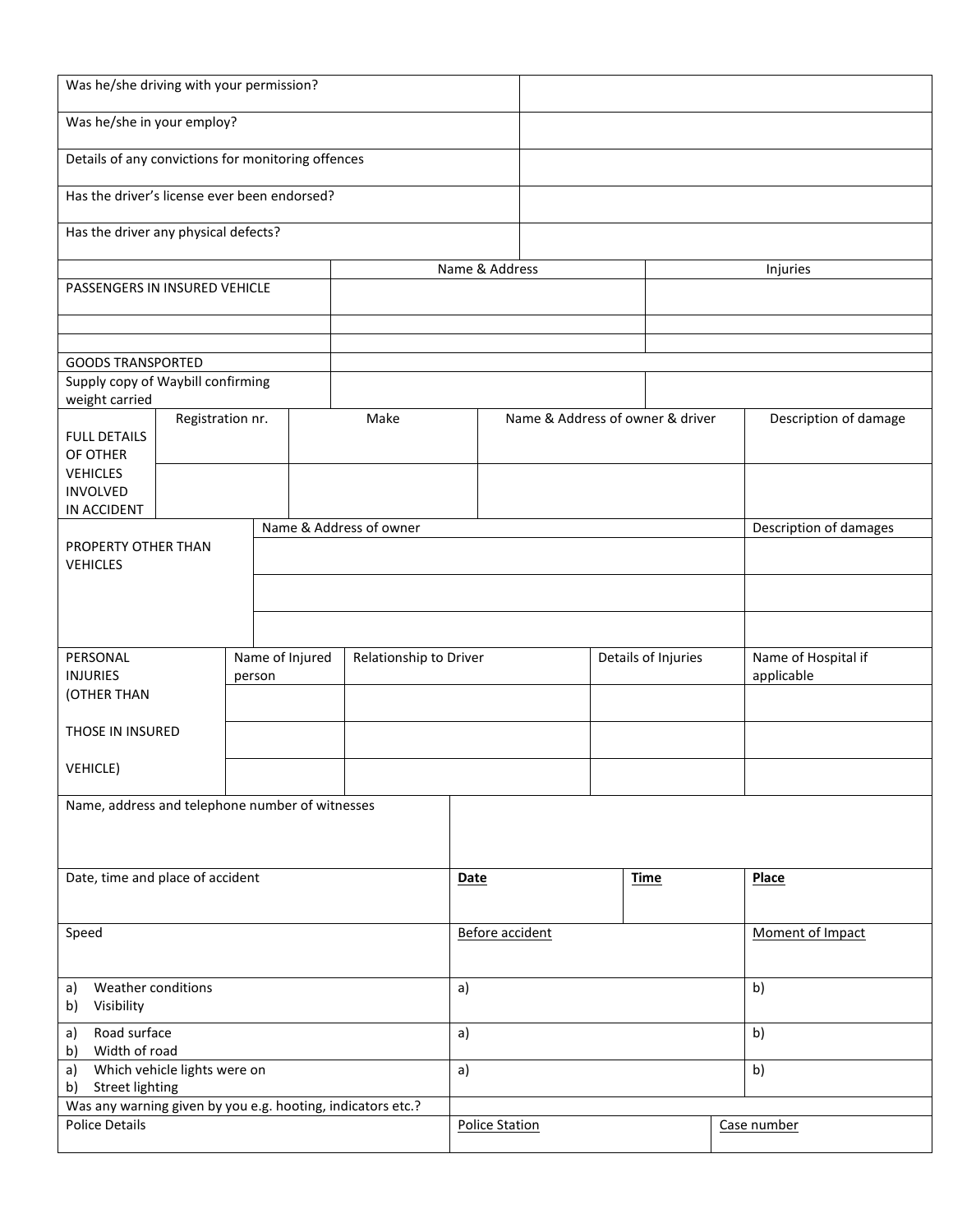| | |
|---|---|
| Was he/she driving with your permission? | |
| Was he/she in your employ? | |
| Details of any convictions for monitoring offences | |
| Has the driver's license ever been endorsed? | |
| Has the driver any physical defects? | |

| | Name & Address | Injuries |
|---|---|---|
| PASSENGERS IN INSURED VEHICLE | | |
| | | |
| | | |
| GOODS TRANSPORTED | | |
| Supply copy of Waybill confirming weight carried | | |

| FULL DETAILS OF OTHER VEHICLES INVOLVED IN ACCIDENT | Registration nr. | Make | Name & Address of owner & driver | Description of damage |
|---|---|---|---|---|
| | | | | |

| PROPERTY OTHER THAN VEHICLES | Name & Address of owner | Description of damages |
|---|---|---|
| | | |
| | | |
| | | |

| PERSONAL INJURIES (OTHER THAN THOSE IN INSURED VEHICLE) | Name of Injured person | Relationship to Driver | Details of Injuries | Name of Hospital if applicable |
|---|---|---|---|---|
| | | | | |
| | | | | |
| | | | | |

| | | | |
|---|---|---|---|
| Name, address and telephone number of witnesses | | | |
| Date, time and place of accident | **Date** | **Time** | **Place** |
| Speed | Before accident | | Moment of Impact |
| a) Weather conditions<br>b) Visibility | a) | | b) |
| a) Road surface<br>b) Width of road | a) | | b) |
| a) Which vehicle lights were on<br>b) Street lighting | a) | | b) |
| Was any warning given by you e.g. hooting, indicators etc.? | | | |
| Police Details | Police Station | | Case number |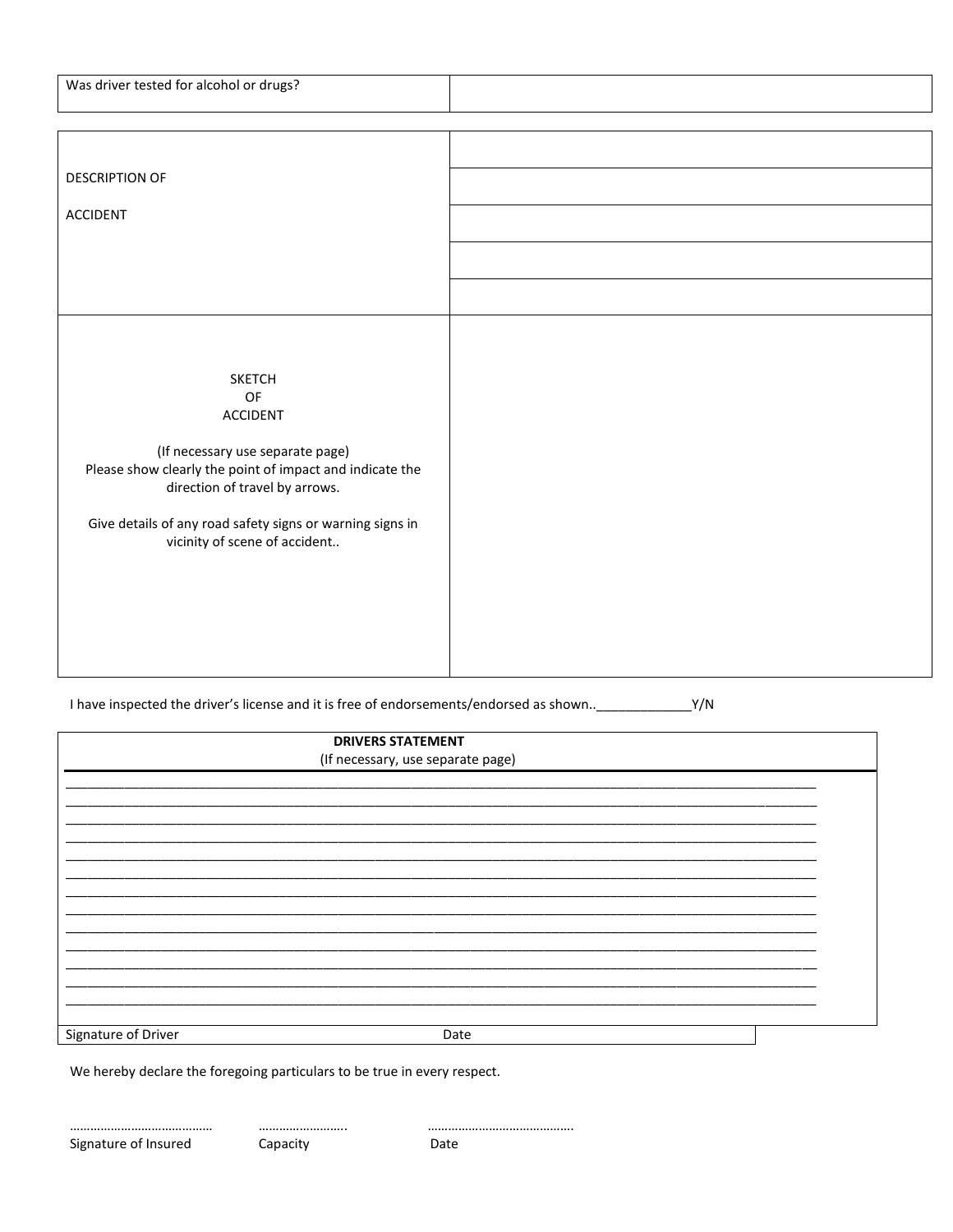| | |
|---|---|
| Was driver tested for alcohol or drugs? | |

| | |
|---|---|
| DESCRIPTION OF<br><br>ACCIDENT | |
| | |
| | |
| | |
| | |

| | |
|---|---|
| SKETCH<br>OF<br>ACCIDENT<br><br>(If necessary use separate page)<br>Please show clearly the point of impact and indicate the direction of travel by arrows.<br><br>Give details of any road safety signs or warning signs in vicinity of scene of accident.. | |

I have inspected the driver's license and it is free of endorsements/endorsed as shown..\_\_\_\_\_\_\_\_\_\_\_\_\_Y/N

**DRIVERS STATEMENT**
(If necessary, use separate page)

\_\_\_\_\_\_\_\_\_\_\_\_\_\_\_\_\_\_\_\_\_\_\_\_\_\_\_\_\_\_\_\_\_\_\_\_\_\_\_\_\_\_\_\_\_\_\_\_\_\_\_\_\_\_\_\_\_\_\_\_\_\_\_\_\_\_\_\_\_\_\_\_\_\_\_\_\_\_\_\_\_\_\_\_\_\_\_\_\_\_\_\_
\_\_\_\_\_\_\_\_\_\_\_\_\_\_\_\_\_\_\_\_\_\_\_\_\_\_\_\_\_\_\_\_\_\_\_\_\_\_\_\_\_\_\_\_\_\_\_\_\_\_\_\_\_\_\_\_\_\_\_\_\_\_\_\_\_\_\_\_\_\_\_\_\_\_\_\_\_\_\_\_\_\_\_\_\_\_\_\_\_\_\_\_
\_\_\_\_\_\_\_\_\_\_\_\_\_\_\_\_\_\_\_\_\_\_\_\_\_\_\_\_\_\_\_\_\_\_\_\_\_\_\_\_\_\_\_\_\_\_\_\_\_\_\_\_\_\_\_\_\_\_\_\_\_\_\_\_\_\_\_\_\_\_\_\_\_\_\_\_\_\_\_\_\_\_\_\_\_\_\_\_\_\_\_\_
\_\_\_\_\_\_\_\_\_\_\_\_\_\_\_\_\_\_\_\_\_\_\_\_\_\_\_\_\_\_\_\_\_\_\_\_\_\_\_\_\_\_\_\_\_\_\_\_\_\_\_\_\_\_\_\_\_\_\_\_\_\_\_\_\_\_\_\_\_\_\_\_\_\_\_\_\_\_\_\_\_\_\_\_\_\_\_\_\_\_\_\_
\_\_\_\_\_\_\_\_\_\_\_\_\_\_\_\_\_\_\_\_\_\_\_\_\_\_\_\_\_\_\_\_\_\_\_\_\_\_\_\_\_\_\_\_\_\_\_\_\_\_\_\_\_\_\_\_\_\_\_\_\_\_\_\_\_\_\_\_\_\_\_\_\_\_\_\_\_\_\_\_\_\_\_\_\_\_\_\_\_\_\_\_
\_\_\_\_\_\_\_\_\_\_\_\_\_\_\_\_\_\_\_\_\_\_\_\_\_\_\_\_\_\_\_\_\_\_\_\_\_\_\_\_\_\_\_\_\_\_\_\_\_\_\_\_\_\_\_\_\_\_\_\_\_\_\_\_\_\_\_\_\_\_\_\_\_\_\_\_\_\_\_\_\_\_\_\_\_\_\_\_\_\_\_\_
\_\_\_\_\_\_\_\_\_\_\_\_\_\_\_\_\_\_\_\_\_\_\_\_\_\_\_\_\_\_\_\_\_\_\_\_\_\_\_\_\_\_\_\_\_\_\_\_\_\_\_\_\_\_\_\_\_\_\_\_\_\_\_\_\_\_\_\_\_\_\_\_\_\_\_\_\_\_\_\_\_\_\_\_\_\_\_\_\_\_\_\_
\_\_\_\_\_\_\_\_\_\_\_\_\_\_\_\_\_\_\_\_\_\_\_\_\_\_\_\_\_\_\_\_\_\_\_\_\_\_\_\_\_\_\_\_\_\_\_\_\_\_\_\_\_\_\_\_\_\_\_\_\_\_\_\_\_\_\_\_\_\_\_\_\_\_\_\_\_\_\_\_\_\_\_\_\_\_\_\_\_\_\_\_
\_\_\_\_\_\_\_\_\_\_\_\_\_\_\_\_\_\_\_\_\_\_\_\_\_\_\_\_\_\_\_\_\_\_\_\_\_\_\_\_\_\_\_\_\_\_\_\_\_\_\_\_\_\_\_\_\_\_\_\_\_\_\_\_\_\_\_\_\_\_\_\_\_\_\_\_\_\_\_\_\_\_\_\_\_\_\_\_\_\_\_\_
\_\_\_\_\_\_\_\_\_\_\_\_\_\_\_\_\_\_\_\_\_\_\_\_\_\_\_\_\_\_\_\_\_\_\_\_\_\_\_\_\_\_\_\_\_\_\_\_\_\_\_\_\_\_\_\_\_\_\_\_\_\_\_\_\_\_\_\_\_\_\_\_\_\_\_\_\_\_\_\_\_\_\_\_\_\_\_\_\_\_\_\_
\_\_\_\_\_\_\_\_\_\_\_\_\_\_\_\_\_\_\_\_\_\_\_\_\_\_\_\_\_\_\_\_\_\_\_\_\_\_\_\_\_\_\_\_\_\_\_\_\_\_\_\_\_\_\_\_\_\_\_\_\_\_\_\_\_\_\_\_\_\_\_\_\_\_\_\_\_\_\_\_\_\_\_\_\_\_\_\_\_\_\_\_
\_\_\_\_\_\_\_\_\_\_\_\_\_\_\_\_\_\_\_\_\_\_\_\_\_\_\_\_\_\_\_\_\_\_\_\_\_\_\_\_\_\_\_\_\_\_\_\_\_\_\_\_\_\_\_\_\_\_\_\_\_\_\_\_\_\_\_\_\_\_\_\_\_\_\_\_\_\_\_\_\_\_\_\_\_\_\_\_\_\_\_\_
\_\_\_\_\_\_\_\_\_\_\_\_\_\_\_\_\_\_\_\_\_\_\_\_\_\_\_\_\_\_\_\_\_\_\_\_\_\_\_\_\_\_\_\_\_\_\_\_\_\_\_\_\_\_\_\_\_\_\_\_\_\_\_\_\_\_\_\_\_\_\_\_\_\_\_\_\_\_\_\_\_\_\_\_\_\_\_\_\_\_\_\_

| | |
|---|---|
| Signature of Driver | Date |

We hereby declare the foregoing particulars to be true in every respect.

| | | |
|---|---|---|
| …………………………………… | …………………….. | ……………………………………. |
| Signature of Insured | Capacity | Date |